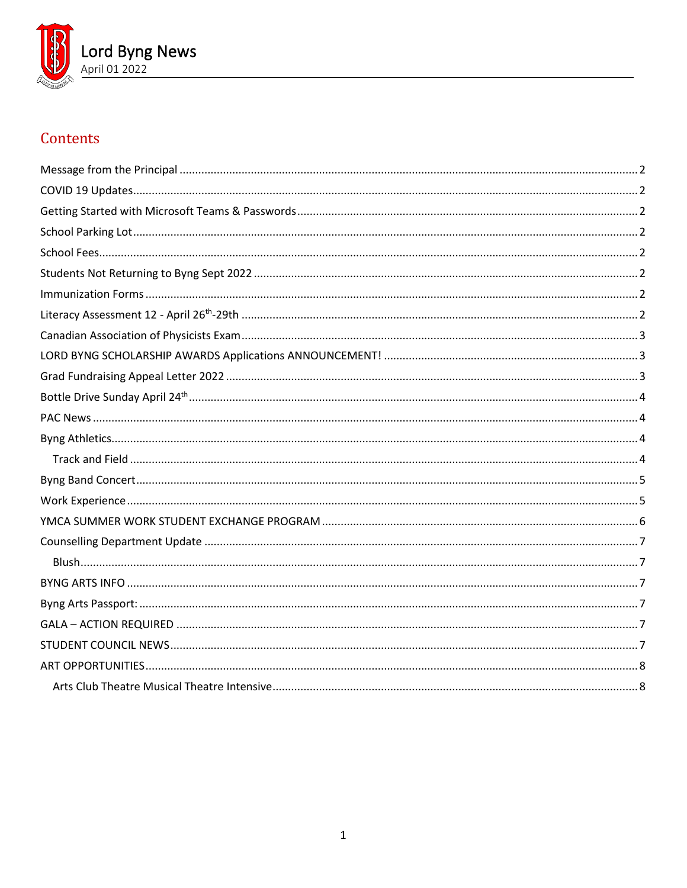# Lord Byng News

April 01 2022

## Contents

- Message from the Principal ... 2
- COVID 19 Updates ... 2
- Getting Started with Microsoft Teams & Passwords ... 2
- School Parking Lot ... 2
- School Fees ... 2
- Students Not Returning to Byng Sept 2022 ... 2
- Immunization Forms ... 2
- Literacy Assessment 12 - April 26th-29th ... 2
- Canadian Association of Physicists Exam ... 3
- LORD BYNG SCHOLARSHIP AWARDS Applications ANNOUNCEMENT! ... 3
- Grad Fundraising Appeal Letter 2022 ... 3
- Bottle Drive Sunday April 24th ... 4
- PAC News ... 4
- Byng Athletics ... 4
  - Track and Field ... 4
- Byng Band Concert ... 5
- Work Experience ... 5
- YMCA SUMMER WORK STUDENT EXCHANGE PROGRAM ... 6
- Counselling Department Update ... 7
  - Blush ... 7
- BYNG ARTS INFO ... 7
- Byng Arts Passport: ... 7
- GALA – ACTION REQUIRED ... 7
- STUDENT COUNCIL NEWS ... 7
- ART OPPORTUNITIES ... 8
  - Arts Club Theatre Musical Theatre Intensive ... 8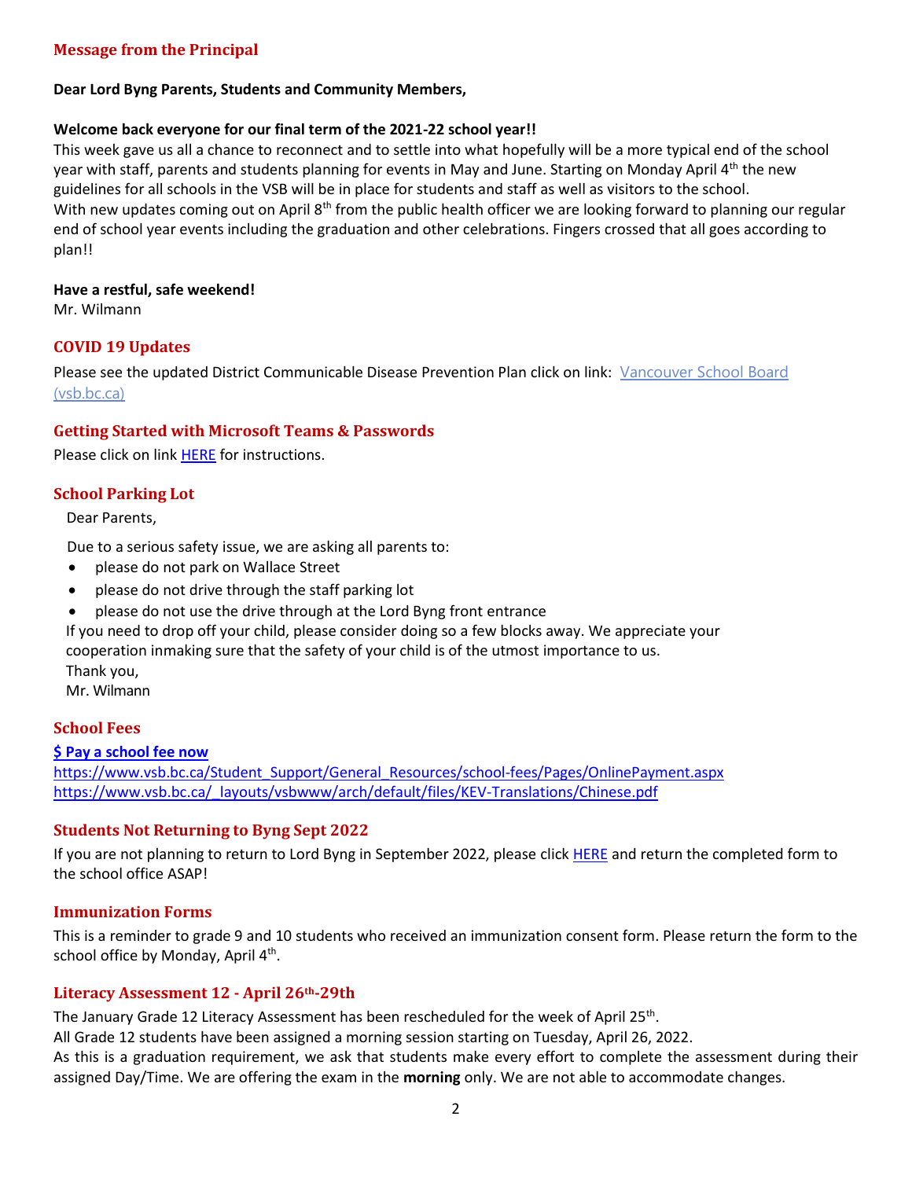## Message from the Principal

**Dear Lord Byng Parents, Students and Community Members,**

**Welcome back everyone for our final term of the 2021-22 school year!!**

This week gave us all a chance to reconnect and to settle into what hopefully will be a more typical end of the school year with staff, parents and students planning for events in May and June. Starting on Monday April 4th the new guidelines for all schools in the VSB will be in place for students and staff as well as visitors to the school.

With new updates coming out on April 8th from the public health officer we are looking forward to planning our regular end of school year events including the graduation and other celebrations. Fingers crossed that all goes according to plan!!

**Have a restful, safe weekend!**

Mr. Wilmann

## COVID 19 Updates

Please see the updated District Communicable Disease Prevention Plan click on link: [Vancouver School Board (vsb.bc.ca)]

## Getting Started with Microsoft Teams & Passwords

Please click on link [HERE] for instructions.

## School Parking Lot

Dear Parents,

Due to a serious safety issue, we are asking all parents to:

- please do not park on Wallace Street
- please do not drive through the staff parking lot
- please do not use the drive through at the Lord Byng front entrance

If you need to drop off your child, please consider doing so a few blocks away. We appreciate your cooperation inmaking sure that the safety of your child is of the utmost importance to us.

Thank you,

Mr. Wilmann

## School Fees

**$ Pay a school fee now**

https://www.vsb.bc.ca/Student_Support/General_Resources/school-fees/Pages/OnlinePayment.aspx

https://www.vsb.bc.ca/_layouts/vsbwww/arch/default/files/KEV-Translations/Chinese.pdf

## Students Not Returning to Byng Sept 2022

If you are not planning to return to Lord Byng in September 2022, please click [HERE] and return the completed form to the school office ASAP!

## Immunization Forms

This is a reminder to grade 9 and 10 students who received an immunization consent form. Please return the form to the school office by Monday, April 4th.

## Literacy Assessment 12 - April 26th-29th

The January Grade 12 Literacy Assessment has been rescheduled for the week of April 25th.

All Grade 12 students have been assigned a morning session starting on Tuesday, April 26, 2022.

As this is a graduation requirement, we ask that students make every effort to complete the assessment during their assigned Day/Time. We are offering the exam in the **morning** only. We are not able to accommodate changes.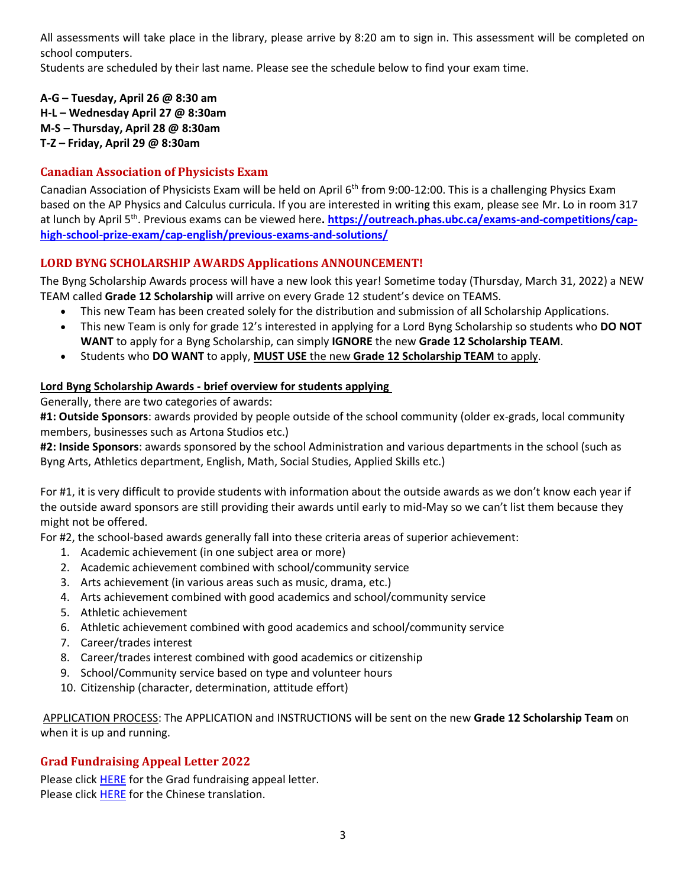All assessments will take place in the library, please arrive by 8:20 am to sign in. This assessment will be completed on school computers.
Students are scheduled by their last name. Please see the schedule below to find your exam time.

**A-G – Tuesday, April 26 @ 8:30 am**
**H-L – Wednesday April 27 @ 8:30am**
**M-S – Thursday, April 28 @ 8:30am**
**T-Z – Friday, April 29 @ 8:30am**

## Canadian Association of Physicists Exam

Canadian Association of Physicists Exam will be held on April 6th from 9:00-12:00. This is a challenging Physics Exam based on the AP Physics and Calculus curricula. If you are interested in writing this exam, please see Mr. Lo in room 317 at lunch by April 5th. Previous exams can be viewed here**.** **https://outreach.phas.ubc.ca/exams-and-competitions/cap-high-school-prize-exam/cap-english/previous-exams-and-solutions/**

## LORD BYNG SCHOLARSHIP AWARDS Applications ANNOUNCEMENT!

The Byng Scholarship Awards process will have a new look this year! Sometime today (Thursday, March 31, 2022) a NEW TEAM called **Grade 12 Scholarship** will arrive on every Grade 12 student's device on TEAMS.

- This new Team has been created solely for the distribution and submission of all Scholarship Applications.
- This new Team is only for grade 12's interested in applying for a Lord Byng Scholarship so students who **DO NOT WANT** to apply for a Byng Scholarship, can simply **IGNORE** the new **Grade 12 Scholarship TEAM**.
- Students who **DO WANT** to apply, **MUST USE** the new **Grade 12 Scholarship TEAM** to apply.

**Lord Byng Scholarship Awards - brief overview for students applying**

Generally, there are two categories of awards:
**#1: Outside Sponsors**: awards provided by people outside of the school community (older ex-grads, local community members, businesses such as Artona Studios etc.)
**#2: Inside Sponsors**: awards sponsored by the school Administration and various departments in the school (such as Byng Arts, Athletics department, English, Math, Social Studies, Applied Skills etc.)

For #1, it is very difficult to provide students with information about the outside awards as we don't know each year if the outside award sponsors are still providing their awards until early to mid-May so we can't list them because they might not be offered.
For #2, the school-based awards generally fall into these criteria areas of superior achievement:

1. Academic achievement (in one subject area or more)
2. Academic achievement combined with school/community service
3. Arts achievement (in various areas such as music, drama, etc.)
4. Arts achievement combined with good academics and school/community service
5. Athletic achievement
6. Athletic achievement combined with good academics and school/community service
7. Career/trades interest
8. Career/trades interest combined with good academics or citizenship
9. School/Community service based on type and volunteer hours
10. Citizenship (character, determination, attitude effort)

APPLICATION PROCESS: The APPLICATION and INSTRUCTIONS will be sent on the new **Grade 12 Scholarship Team** on when it is up and running.

## Grad Fundraising Appeal Letter 2022

Please click HERE for the Grad fundraising appeal letter.
Please click HERE for the Chinese translation.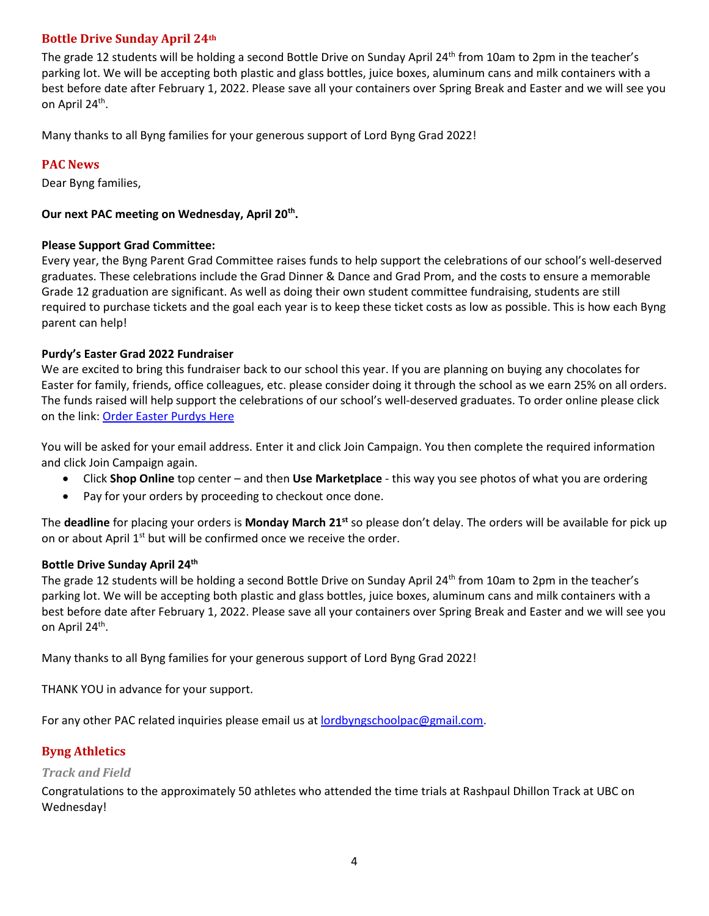## Bottle Drive Sunday April 24th

The grade 12 students will be holding a second Bottle Drive on Sunday April 24th from 10am to 2pm in the teacher's parking lot. We will be accepting both plastic and glass bottles, juice boxes, aluminum cans and milk containers with a best before date after February 1, 2022. Please save all your containers over Spring Break and Easter and we will see you on April 24th.

Many thanks to all Byng families for your generous support of Lord Byng Grad 2022!

## PAC News

Dear Byng families,

**Our next PAC meeting on Wednesday, April 20th.**

**Please Support Grad Committee:**

Every year, the Byng Parent Grad Committee raises funds to help support the celebrations of our school's well-deserved graduates. These celebrations include the Grad Dinner & Dance and Grad Prom, and the costs to ensure a memorable Grade 12 graduation are significant. As well as doing their own student committee fundraising, students are still required to purchase tickets and the goal each year is to keep these ticket costs as low as possible. This is how each Byng parent can help!

**Purdy's Easter Grad 2022 Fundraiser**

We are excited to bring this fundraiser back to our school this year. If you are planning on buying any chocolates for Easter for family, friends, office colleagues, etc. please consider doing it through the school as we earn 25% on all orders. The funds raised will help support the celebrations of our school's well-deserved graduates. To order online please click on the link: Order Easter Purdys Here

You will be asked for your email address. Enter it and click Join Campaign. You then complete the required information and click Join Campaign again.

- Click **Shop Online** top center – and then **Use Marketplace** - this way you see photos of what you are ordering
- Pay for your orders by proceeding to checkout once done.

The **deadline** for placing your orders is **Monday March 21st** so please don't delay. The orders will be available for pick up on or about April 1st but will be confirmed once we receive the order.

**Bottle Drive Sunday April 24th**

The grade 12 students will be holding a second Bottle Drive on Sunday April 24th from 10am to 2pm in the teacher's parking lot. We will be accepting both plastic and glass bottles, juice boxes, aluminum cans and milk containers with a best before date after February 1, 2022. Please save all your containers over Spring Break and Easter and we will see you on April 24th.

Many thanks to all Byng families for your generous support of Lord Byng Grad 2022!

THANK YOU in advance for your support.

For any other PAC related inquiries please email us at lordbyngschoolpac@gmail.com.

## Byng Athletics

### *Track and Field*

Congratulations to the approximately 50 athletes who attended the time trials at Rashpaul Dhillon Track at UBC on Wednesday!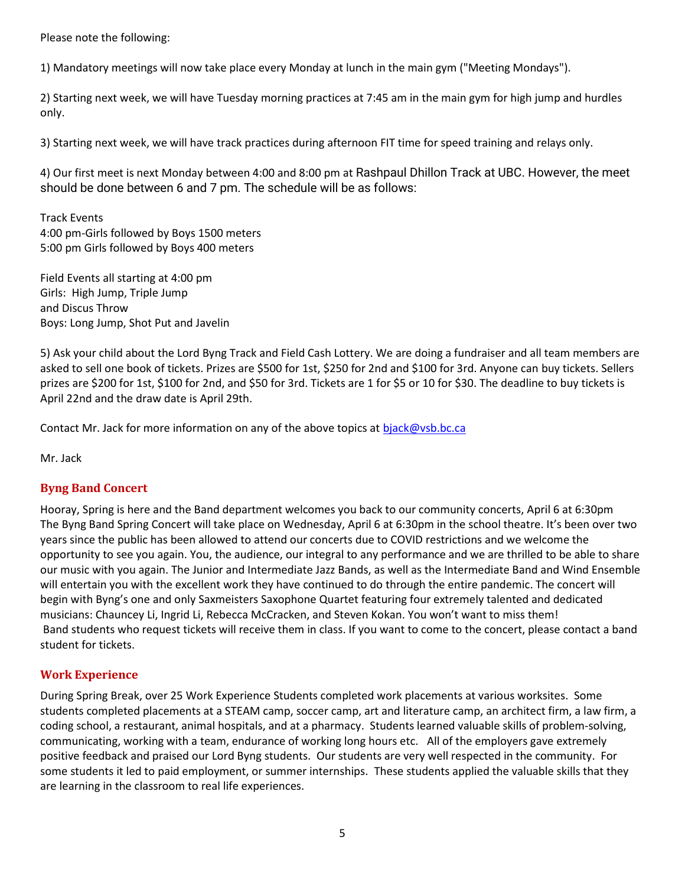Please note the following:

1) Mandatory meetings will now take place every Monday at lunch in the main gym ("Meeting Mondays").

2) Starting next week, we will have Tuesday morning practices at 7:45 am in the main gym for high jump and hurdles only.

3) Starting next week, we will have track practices during afternoon FIT time for speed training and relays only.

4) Our first meet is next Monday between 4:00 and 8:00 pm at Rashpaul Dhillon Track at UBC. However, the meet should be done between 6 and 7 pm. The schedule will be as follows:

Track Events
4:00 pm-Girls followed by Boys 1500 meters
5:00 pm Girls followed by Boys 400 meters

Field Events all starting at 4:00 pm
Girls: High Jump, Triple Jump
and Discus Throw
Boys: Long Jump, Shot Put and Javelin

5) Ask your child about the Lord Byng Track and Field Cash Lottery. We are doing a fundraiser and all team members are asked to sell one book of tickets. Prizes are $500 for 1st, $250 for 2nd and $100 for 3rd. Anyone can buy tickets. Sellers prizes are $200 for 1st, $100 for 2nd, and $50 for 3rd. Tickets are 1 for $5 or 10 for $30. The deadline to buy tickets is April 22nd and the draw date is April 29th.

Contact Mr. Jack for more information on any of the above topics at bjack@vsb.bc.ca

Mr. Jack

## Byng Band Concert

Hooray, Spring is here and the Band department welcomes you back to our community concerts, April 6 at 6:30pm
The Byng Band Spring Concert will take place on Wednesday, April 6 at 6:30pm in the school theatre. It's been over two years since the public has been allowed to attend our concerts due to COVID restrictions and we welcome the opportunity to see you again. You, the audience, our integral to any performance and we are thrilled to be able to share our music with you again. The Junior and Intermediate Jazz Bands, as well as the Intermediate Band and Wind Ensemble will entertain you with the excellent work they have continued to do through the entire pandemic. The concert will begin with Byng's one and only Saxmeisters Saxophone Quartet featuring four extremely talented and dedicated musicians: Chauncey Li, Ingrid Li, Rebecca McCracken, and Steven Kokan. You won't want to miss them!
Band students who request tickets will receive them in class. If you want to come to the concert, please contact a band student for tickets.

## Work Experience

During Spring Break, over 25 Work Experience Students completed work placements at various worksites. Some students completed placements at a STEAM camp, soccer camp, art and literature camp, an architect firm, a law firm, a coding school, a restaurant, animal hospitals, and at a pharmacy. Students learned valuable skills of problem-solving, communicating, working with a team, endurance of working long hours etc. All of the employers gave extremely positive feedback and praised our Lord Byng students. Our students are very well respected in the community. For some students it led to paid employment, or summer internships. These students applied the valuable skills that they are learning in the classroom to real life experiences.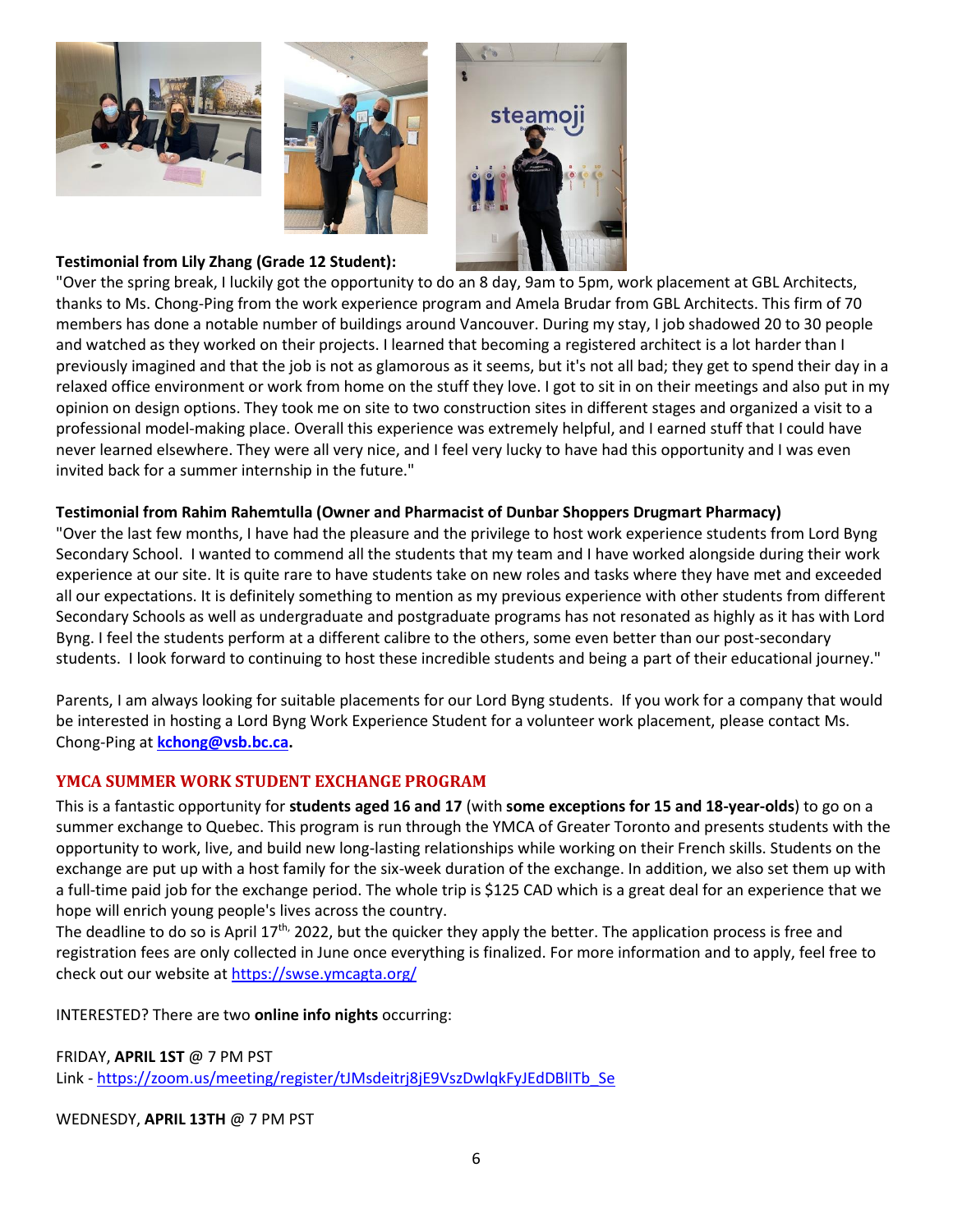**Testimonial from Lily Zhang (Grade 12 Student):**

"Over the spring break, I luckily got the opportunity to do an 8 day, 9am to 5pm, work placement at GBL Architects, thanks to Ms. Chong-Ping from the work experience program and Amela Brudar from GBL Architects. This firm of 70 members has done a notable number of buildings around Vancouver. During my stay, I job shadowed 20 to 30 people and watched as they worked on their projects. I learned that becoming a registered architect is a lot harder than I previously imagined and that the job is not as glamorous as it seems, but it's not all bad; they get to spend their day in a relaxed office environment or work from home on the stuff they love. I got to sit in on their meetings and also put in my opinion on design options. They took me on site to two construction sites in different stages and organized a visit to a professional model-making place. Overall this experience was extremely helpful, and I earned stuff that I could have never learned elsewhere. They were all very nice, and I feel very lucky to have had this opportunity and I was even invited back for a summer internship in the future."

**Testimonial from Rahim Rahemtulla (Owner and Pharmacist of Dunbar Shoppers Drugmart Pharmacy)**

"Over the last few months, I have had the pleasure and the privilege to host work experience students from Lord Byng Secondary School. I wanted to commend all the students that my team and I have worked alongside during their work experience at our site. It is quite rare to have students take on new roles and tasks where they have met and exceeded all our expectations. It is definitely something to mention as my previous experience with other students from different Secondary Schools as well as undergraduate and postgraduate programs has not resonated as highly as it has with Lord Byng. I feel the students perform at a different calibre to the others, some even better than our post-secondary students. I look forward to continuing to host these incredible students and being a part of their educational journey."

Parents, I am always looking for suitable placements for our Lord Byng students. If you work for a company that would be interested in hosting a Lord Byng Work Experience Student for a volunteer work placement, please contact Ms. Chong-Ping at **kchong@vsb.bc.ca.**

## YMCA SUMMER WORK STUDENT EXCHANGE PROGRAM

This is a fantastic opportunity for **students aged 16 and 17** (with **some exceptions for 15 and 18-year-olds**) to go on a summer exchange to Quebec. This program is run through the YMCA of Greater Toronto and presents students with the opportunity to work, live, and build new long-lasting relationships while working on their French skills. Students on the exchange are put up with a host family for the six-week duration of the exchange. In addition, we also set them up with a full-time paid job for the exchange period. The whole trip is $125 CAD which is a great deal for an experience that we hope will enrich young people's lives across the country.

The deadline to do so is April 17th, 2022, but the quicker they apply the better. The application process is free and registration fees are only collected in June once everything is finalized. For more information and to apply, feel free to check out our website at https://swse.ymcagta.org/

INTERESTED? There are two **online info nights** occurring:

FRIDAY, **APRIL 1ST** @ 7 PM PST
Link - https://zoom.us/meeting/register/tJMsdeitrj8jE9VszDwlqkFyJEdDBlITb_Se

WEDNESDY, **APRIL 13TH** @ 7 PM PST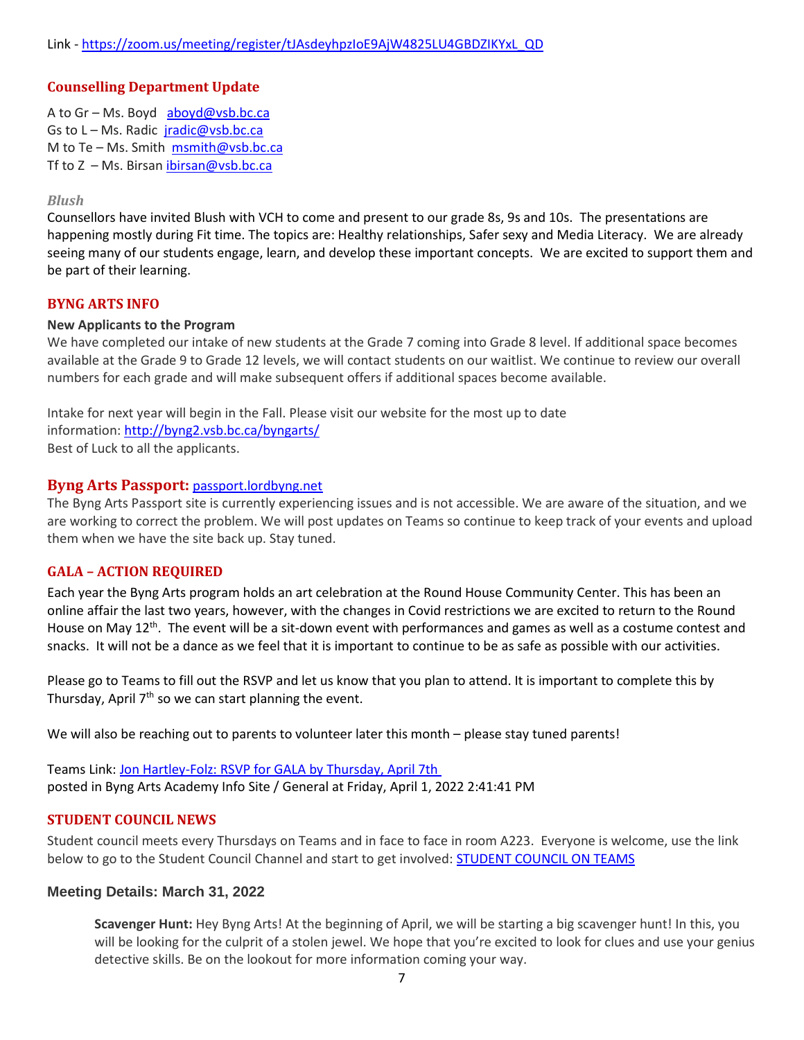Link - https://zoom.us/meeting/register/tJAsdeyhpzIoE9AjW4825LU4GBDZIKYxL_QD

## Counselling Department Update

A to Gr – Ms. Boyd aboyd@vsb.bc.ca
Gs to L – Ms. Radic jradic@vsb.bc.ca
M to Te – Ms. Smith msmith@vsb.bc.ca
Tf to Z – Ms. Birsan ibirsan@vsb.bc.ca

### *Blush*

Counsellors have invited Blush with VCH to come and present to our grade 8s, 9s and 10s. The presentations are happening mostly during Fit time. The topics are: Healthy relationships, Safer sexy and Media Literacy. We are already seeing many of our students engage, learn, and develop these important concepts. We are excited to support them and be part of their learning.

## BYNG ARTS INFO

**New Applicants to the Program**

We have completed our intake of new students at the Grade 7 coming into Grade 8 level. If additional space becomes available at the Grade 9 to Grade 12 levels, we will contact students on our waitlist. We continue to review our overall numbers for each grade and will make subsequent offers if additional spaces become available.

Intake for next year will begin in the Fall. Please visit our website for the most up to date information: http://byng2.vsb.bc.ca/byngarts/
Best of Luck to all the applicants.

## Byng Arts Passport: passport.lordbyng.net

The Byng Arts Passport site is currently experiencing issues and is not accessible. We are aware of the situation, and we are working to correct the problem. We will post updates on Teams so continue to keep track of your events and upload them when we have the site back up. Stay tuned.

## GALA – ACTION REQUIRED

Each year the Byng Arts program holds an art celebration at the Round House Community Center. This has been an online affair the last two years, however, with the changes in Covid restrictions we are excited to return to the Round House on May 12th. The event will be a sit-down event with performances and games as well as a costume contest and snacks. It will not be a dance as we feel that it is important to continue to be as safe as possible with our activities.

Please go to Teams to fill out the RSVP and let us know that you plan to attend. It is important to complete this by Thursday, April 7th so we can start planning the event.

We will also be reaching out to parents to volunteer later this month – please stay tuned parents!

Teams Link: Jon Hartley-Folz: RSVP for GALA by Thursday, April 7th
posted in Byng Arts Academy Info Site / General at Friday, April 1, 2022 2:41:41 PM

## STUDENT COUNCIL NEWS

Student council meets every Thursdays on Teams and in face to face in room A223. Everyone is welcome, use the link below to go to the Student Council Channel and start to get involved: STUDENT COUNCIL ON TEAMS

### Meeting Details: March 31, 2022

**Scavenger Hunt:** Hey Byng Arts! At the beginning of April, we will be starting a big scavenger hunt! In this, you will be looking for the culprit of a stolen jewel. We hope that you're excited to look for clues and use your genius detective skills. Be on the lookout for more information coming your way.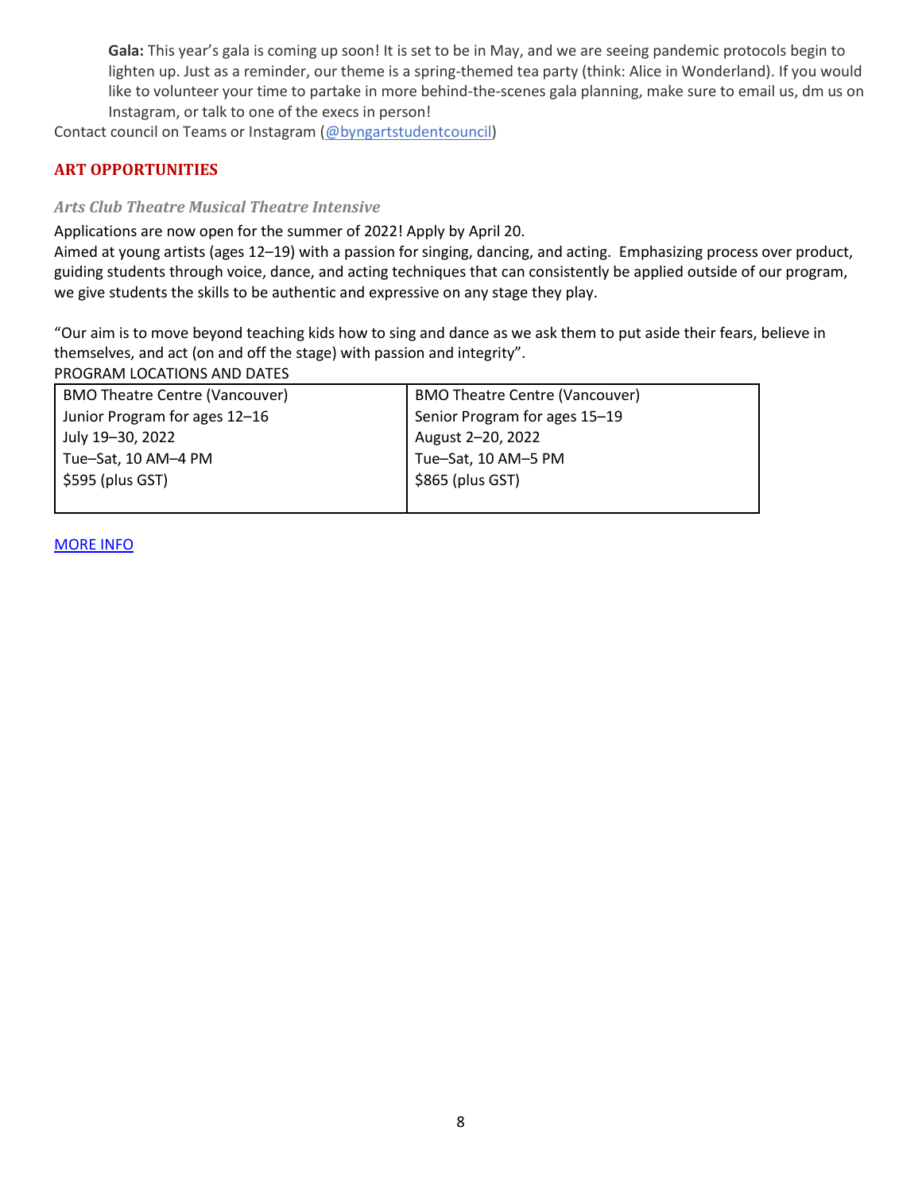**Gala:** This year's gala is coming up soon! It is set to be in May, and we are seeing pandemic protocols begin to lighten up. Just as a reminder, our theme is a spring-themed tea party (think: Alice in Wonderland). If you would like to volunteer your time to partake in more behind-the-scenes gala planning, make sure to email us, dm us on Instagram, or talk to one of the execs in person!

Contact council on Teams or Instagram (@byngartstudentcouncil)

## ART OPPORTUNITIES

### *Arts Club Theatre Musical Theatre Intensive*

Applications are now open for the summer of 2022! Apply by April 20.

Aimed at young artists (ages 12–19) with a passion for singing, dancing, and acting. Emphasizing process over product, guiding students through voice, dance, and acting techniques that can consistently be applied outside of our program, we give students the skills to be authentic and expressive on any stage they play.

"Our aim is to move beyond teaching kids how to sing and dance as we ask them to put aside their fears, believe in themselves, and act (on and off the stage) with passion and integrity".

PROGRAM LOCATIONS AND DATES

| | |
|---|---|
| BMO Theatre Centre (Vancouver)<br>Junior Program for ages 12–16<br>July 19–30, 2022<br>Tue–Sat, 10 AM–4 PM<br>$595 (plus GST) | BMO Theatre Centre (Vancouver)<br>Senior Program for ages 15–19<br>August 2–20, 2022<br>Tue–Sat, 10 AM–5 PM<br>$865 (plus GST) |

MORE INFO